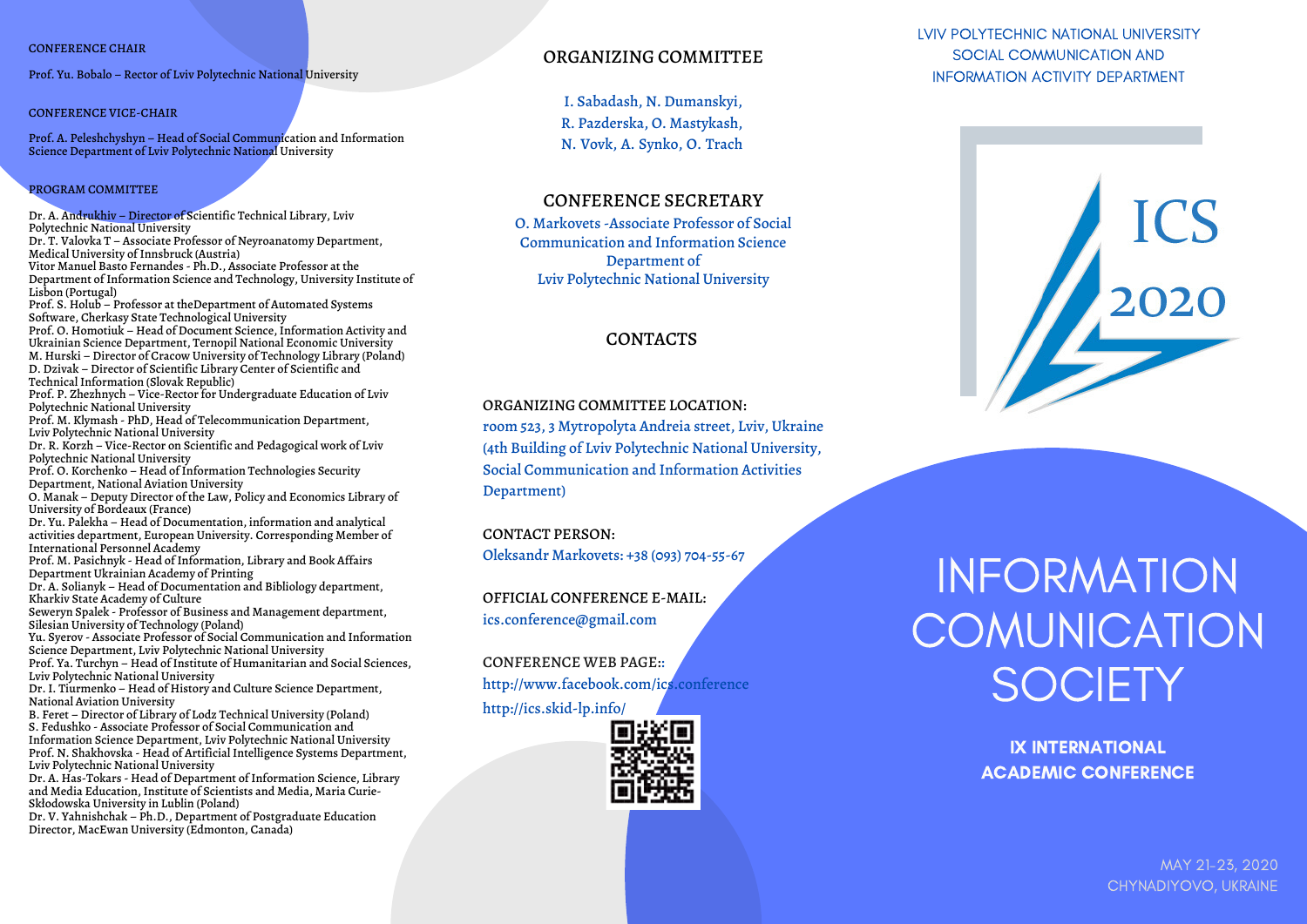## CONFERENCE CHAIR

Prof. Yu. Bobalo – Rector of Lviv Polytechnic National University

## CONFERENCE VICE-CHAIR

Prof. A. Peleshchyshyn – Head of Social Communication and Information Science Department of Lviv Polytechnic National University

## PROGRAM COMMITTEE

Dr. A. Andrukhiv – Director of Scientific Technical Library, Lviv Polytechnic National University
Dr. T. Valovka T – Associate Professor of Neyroanatomy Department, Medical University of Innsbruck (Austria)
Vitor Manuel Basto Fernandes - Ph.D., Associate Professor at the Department of Information Science and Technology, University Institute of Lisbon (Portugal)
Prof. S. Holub – Professor at theDepartment of Automated Systems Software, Cherkasy State Technological University
Prof. O. Homotiuk – Head of Document Science, Information Activity and Ukrainian Science Department, Ternopil National Economic University
M. Hurski – Director of Cracow University of Technology Library (Poland)
D. Dzivak – Director of Scientific Library Center of Scientific and Technical Information (Slovak Republic)
Prof. P. Zhezhnych – Vice-Rector for Undergraduate Education of Lviv Polytechnic National University
Prof. M. Klymash - PhD, Head of Telecommunication Department, Lviv Polytechnic National University
Dr. R. Korzh – Vice-Rector on Scientific and Pedagogical work of Lviv Polytechnic National University
Prof. O. Korchenko – Head of Information Technologies Security Department, National Aviation University
O. Manak – Deputy Director of the Law, Policy and Economics Library of University of Bordeaux (France)
Dr. Yu. Palekha – Head of Documentation, information and analytical activities department, European University. Corresponding Member of International Personnel Academy
Prof. M. Pasichnyk - Head of Information, Library and Book Affairs Department Ukrainian Academy of Printing
Dr. A. Solianyk – Head of Documentation and Bibliology department, Kharkiv State Academy of Culture
Seweryn Spalek - Professor of Business and Management department, Silesian University of Technology (Poland)
Yu. Syerov - Associate Professor of Social Communication and Information Science Department, Lviv Polytechnic National University
Prof. Ya. Turchyn – Head of Institute of Humanitarian and Social Sciences, Lviv Polytechnic National University
Dr. I. Tiurmenko – Head of History and Culture Science Department, National Aviation University
B. Feret – Director of Library of Lodz Technical University (Poland)
S. Fedushko - Associate Professor of Social Communication and Information Science Department, Lviv Polytechnic National University
Prof. N. Shakhovska - Head of Artificial Intelligence Systems Department, Lviv Polytechnic National University
Dr. A. Has-Tokars - Head of Department of Information Science, Library and Media Education, Institute of Scientists and Media, Maria Curie-Skłodowska University in Lublin (Poland)
Dr. V. Yahnishchak – Ph.D., Department of Postgraduate Education Director, MacEwan University (Edmonton, Canada)

## ORGANIZING COMMITTEE

I. Sabadash, N. Dumanskyi,
R. Pazderska, O. Mastykash,
N. Vovk, A. Synko, O. Trach

## CONFERENCE SECRETARY

O. Markovets -Associate Professor of Social Communication and Information Science Department of Lviv Polytechnic National University

## CONTACTS

ORGANIZING COMMITTEE LOCATION:
room 523, 3 Mytropolyta Andreia street, Lviv, Ukraine (4th Building of Lviv Polytechnic National University, Social Communication and Information Activities Department)

CONTACT PERSON:
Oleksandr Markovets: +38 (093) 704-55-67

OFFICIAL CONFERENCE E-MAIL:
ics.conference@gmail.com

CONFERENCE WEB PAGE::
http://www.facebook.com/ics.conference
http://ics.skid-lp.info/

LVIV POLYTECHNIC NATIONAL UNIVERSITY
SOCIAL COMMUNICATION AND INFORMATION ACTIVITY DEPARTMENT

ICS 2020

# INFORMATION COMUNICATION SOCIETY

**IX INTERNATIONAL ACADEMIC CONFERENCE**

MAY 21-23, 2020
CHYNADIYOVO, UKRAINE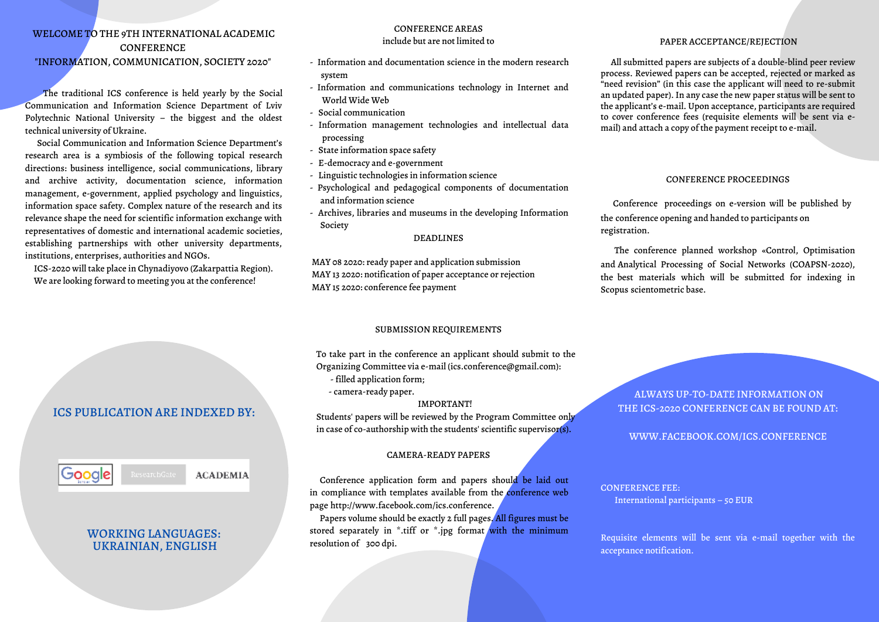# WELCOME TO THE 9TH INTERNATIONAL ACADEMIC CONFERENCE "INFORMATION, COMMUNICATION, SOCIETY 2020"

The traditional ICS conference is held yearly by the Social Communication and Information Science Department of Lviv Polytechnic National University – the biggest and the oldest technical university of Ukraine.

Social Communication and Information Science Department's research area is a symbiosis of the following topical research directions: business intelligence, social communications, library and archive activity, documentation science, information management, e-government, applied psychology and linguistics, information space safety. Complex nature of the research and its relevance shape the need for scientific information exchange with representatives of domestic and international academic societies, establishing partnerships with other university departments, institutions, enterprises, authorities and NGOs.

ICS-2020 will take place in Chynadiyovo (Zakarpattia Region).

We are looking forward to meeting you at the conference!

## ICS PUBLICATION ARE INDEXED BY:

Google Scholar, ResearchGate, ACADEMIA

## WORKING LANGUAGES: UKRAINIAN, ENGLISH

## CONFERENCE AREAS

include but are not limited to

- Information and documentation science in the modern research system
- Information and communications technology in Internet and World Wide Web
- Social communication
- Information management technologies and intellectual data processing
- State information space safety
- E-democracy and e-government
- Linguistic technologies in information science
- Psychological and pedagogical components of documentation and information science
- Archives, libraries and museums in the developing Information Society

## DEADLINES

MAY 08 2020: ready paper and application submission
MAY 13 2020: notification of paper acceptance or rejection
MAY 15 2020: conference fee payment

## SUBMISSION REQUIREMENTS

To take part in the conference an applicant should submit to the Organizing Committee via e-mail (ics.conference@gmail.com):

- filled application form;
- camera-ready paper.

IMPORTANT!

Students' papers will be reviewed by the Program Committee only in case of co-authorship with the students' scientific supervisor(s).

## CAMERA-READY PAPERS

Conference application form and papers should be laid out in compliance with templates available from the conference web page http://www.facebook.com/ics.conference.

Papers volume should be exactly 2 full pages. All figures must be stored separately in *.tiff or *.jpg format with the minimum resolution of 300 dpi.

## PAPER ACCEPTANCE/REJECTION

All submitted papers are subjects of a double-blind peer review process. Reviewed papers can be accepted, rejected or marked as "need revision" (in this case the applicant will need to re-submit an updated paper). In any case the new paper status will be sent to the applicant's e-mail. Upon acceptance, participants are required to cover conference fees (requisite elements will be sent via e-mail) and attach a copy of the payment receipt to e-mail.

## CONFERENCE PROCEEDINGS

Conference proceedings on e-version will be published by the conference opening and handed to participants on registration.

The conference planned workshop «Control, Optimisation and Analytical Processing of Social Networks (COAPSN-2020), the best materials which will be submitted for indexing in Scopus scientometric base.

## ALWAYS UP-TO-DATE INFORMATION ON THE ICS-2020 CONFERENCE CAN BE FOUND AT:

WWW.FACEBOOK.COM/ICS.CONFERENCE

CONFERENCE FEE:

International participants – 50 EUR

Requisite elements will be sent via e-mail together with the acceptance notification.